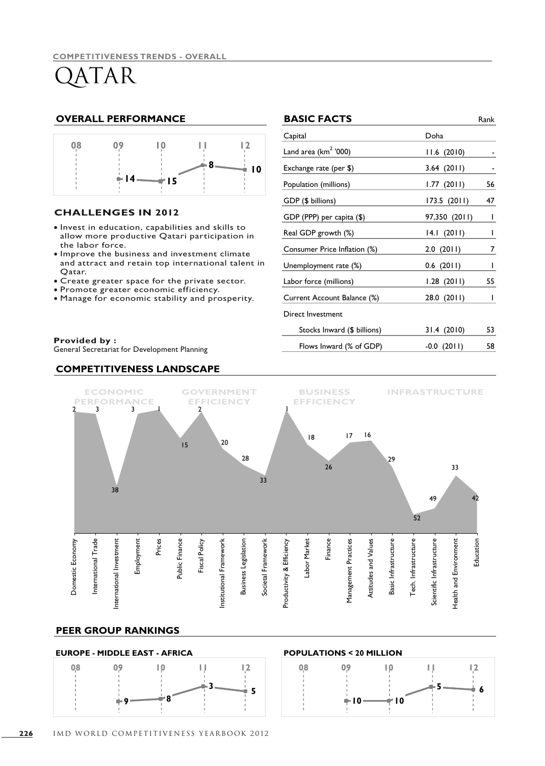COMPETITIVENESS TRENDS - OVERALL

# QATAR

## OVERALL PERFORMANCE

| 08 | 09 | 10 | 11 | 12 |
|---|---|---|---|---|
| | 14 | 15 | 8 | 10 |

## CHALLENGES IN 2012

- Invest in education, capabilities and skills to allow more productive Qatari participation in the labor force.
- Improve the business and investment climate and attract and retain top international talent in Qatar.
- Create greater space for the private sector.
- Promote greater economic efficiency.
- Manage for economic stability and prosperity.

**Provided by :**
General Secretariat for Development Planning

## BASIC FACTS

| | | Rank |
|---|---|---|
| Capital | Doha | |
| Land area (km$^2$ '000) | 11.6 (2010) | - |
| Exchange rate (per $) | 3.64 (2011) | - |
| Population (millions) | 1.77 (2011) | 56 |
| GDP ($ billions) | 173.5 (2011) | 47 |
| GDP (PPP) per capita ($) | 97,350 (2011) | 1 |
| Real GDP growth (%) | 14.1 (2011) | 1 |
| Consumer Price Inflation (%) | 2.0 (2011) | 7 |
| Unemployment rate (%) | 0.6 (2011) | 1 |
| Labor force (millions) | 1.28 (2011) | 55 |
| Current Account Balance (%) | 28.0 (2011) | 1 |
| Direct Investment | | |
| Stocks Inward ($ billions) | 31.4 (2010) | 53 |
| Flows Inward (% of GDP) | -0.0 (2011) | 58 |

## COMPETITIVENESS LANDSCAPE

| Factor | Sub-factor | Rank |
|---|---|---|
| ECONOMIC PERFORMANCE | Domestic Economy | 2 |
| | International Trade | 3 |
| | International Investment | 38 |
| | Employment | 3 |
| | Prices | 1 |
| GOVERNMENT EFFICIENCY | Public Finance | 15 |
| | Fiscal Policy | 2 |
| | Institutional Framework | 20 |
| | Business Legislation | 28 |
| | Societal Framework | 33 |
| BUSINESS EFFICIENCY | Productivity & Efficiency | 1 |
| | Labor Market | 18 |
| | Finance | 26 |
| | Management Practices | 17 |
| | Attitudes and Values | 16 |
| INFRASTRUCTURE | Basic Infrastructure | 29 |
| | Tech. Infrastructure | 52 |
| | Scientific Infrastructure | 49 |
| | Health and Environment | 33 |
| | Education | 42 |

## PEER GROUP RANKINGS

### EUROPE - MIDDLE EAST - AFRICA

| 08 | 09 | 10 | 11 | 12 |
|---|---|---|---|---|
| | 9 | 8 | 3 | 5 |

### POPULATIONS < 20 MILLION

| 08 | 09 | 10 | 11 | 12 |
|---|---|---|---|---|
| | 10 | 10 | 5 | 6 |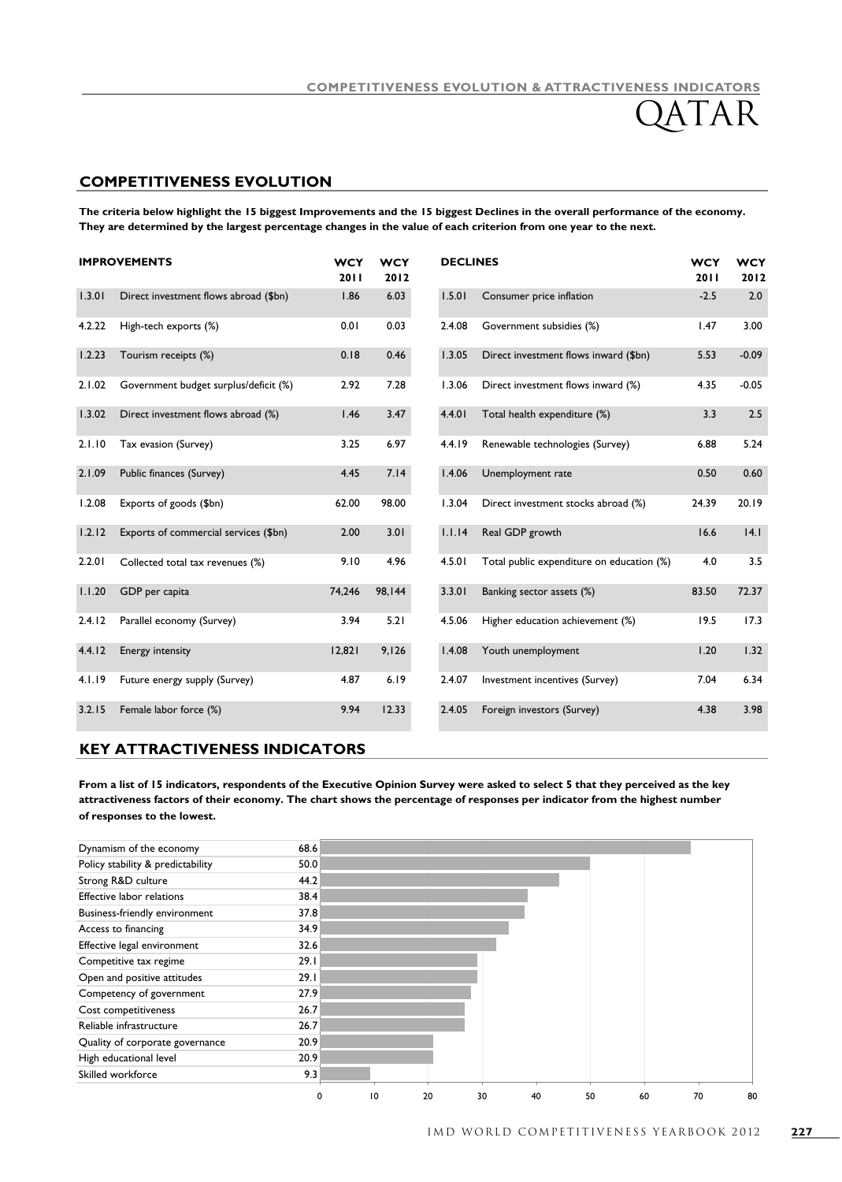# QATAR

## COMPETITIVENESS EVOLUTION

**The criteria below highlight the 15 biggest Improvements and the 15 biggest Declines in the overall performance of the economy. They are determined by the largest percentage changes in the value of each criterion from one year to the next.**

| IMPROVEMENTS | | WCY 2011 | WCY 2012 |
|---|---|---|---|
| 1.3.01 | Direct investment flows abroad ($bn) | 1.86 | 6.03 |
| 4.2.22 | High-tech exports (%) | 0.01 | 0.03 |
| 1.2.23 | Tourism receipts (%) | 0.18 | 0.46 |
| 2.1.02 | Government budget surplus/deficit (%) | 2.92 | 7.28 |
| 1.3.02 | Direct investment flows abroad (%) | 1.46 | 3.47 |
| 2.1.10 | Tax evasion (Survey) | 3.25 | 6.97 |
| 2.1.09 | Public finances (Survey) | 4.45 | 7.14 |
| 1.2.08 | Exports of goods ($bn) | 62.00 | 98.00 |
| 1.2.12 | Exports of commercial services ($bn) | 2.00 | 3.01 |
| 2.2.01 | Collected total tax revenues (%) | 9.10 | 4.96 |
| 1.1.20 | GDP per capita | 74,246 | 98,144 |
| 2.4.12 | Parallel economy (Survey) | 3.94 | 5.21 |
| 4.4.12 | Energy intensity | 12,821 | 9,126 |
| 4.1.19 | Future energy supply (Survey) | 4.87 | 6.19 |
| 3.2.15 | Female labor force (%) | 9.94 | 12.33 |

| DECLINES | | WCY 2011 | WCY 2012 |
|---|---|---|---|
| 1.5.01 | Consumer price inflation | -2.5 | 2.0 |
| 2.4.08 | Government subsidies (%) | 1.47 | 3.00 |
| 1.3.05 | Direct investment flows inward ($bn) | 5.53 | -0.09 |
| 1.3.06 | Direct investment flows inward (%) | 4.35 | -0.05 |
| 4.4.01 | Total health expenditure (%) | 3.3 | 2.5 |
| 4.4.19 | Renewable technologies (Survey) | 6.88 | 5.24 |
| 1.4.06 | Unemployment rate | 0.50 | 0.60 |
| 1.3.04 | Direct investment stocks abroad (%) | 24.39 | 20.19 |
| 1.1.14 | Real GDP growth | 16.6 | 14.1 |
| 4.5.01 | Total public expenditure on education (%) | 4.0 | 3.5 |
| 3.3.01 | Banking sector assets (%) | 83.50 | 72.37 |
| 4.5.06 | Higher education achievement (%) | 19.5 | 17.3 |
| 1.4.08 | Youth unemployment | 1.20 | 1.32 |
| 2.4.07 | Investment incentives (Survey) | 7.04 | 6.34 |
| 2.4.05 | Foreign investors (Survey) | 4.38 | 3.98 |

## KEY ATTRACTIVENESS INDICATORS

**From a list of 15 indicators, respondents of the Executive Opinion Survey were asked to select 5 that they perceived as the key attractiveness factors of their economy. The chart shows the percentage of responses per indicator from the highest number of responses to the lowest.**

| Indicator | % |
|---|---|
| Dynamism of the economy | 68.6 |
| Policy stability & predictability | 50.0 |
| Strong R&D culture | 44.2 |
| Effective labor relations | 38.4 |
| Business-friendly environment | 37.8 |
| Access to financing | 34.9 |
| Effective legal environment | 32.6 |
| Competitive tax regime | 29.1 |
| Open and positive attitudes | 29.1 |
| Competency of government | 27.9 |
| Cost competitiveness | 26.7 |
| Reliable infrastructure | 26.7 |
| Quality of corporate governance | 20.9 |
| High educational level | 20.9 |
| Skilled workforce | 9.3 |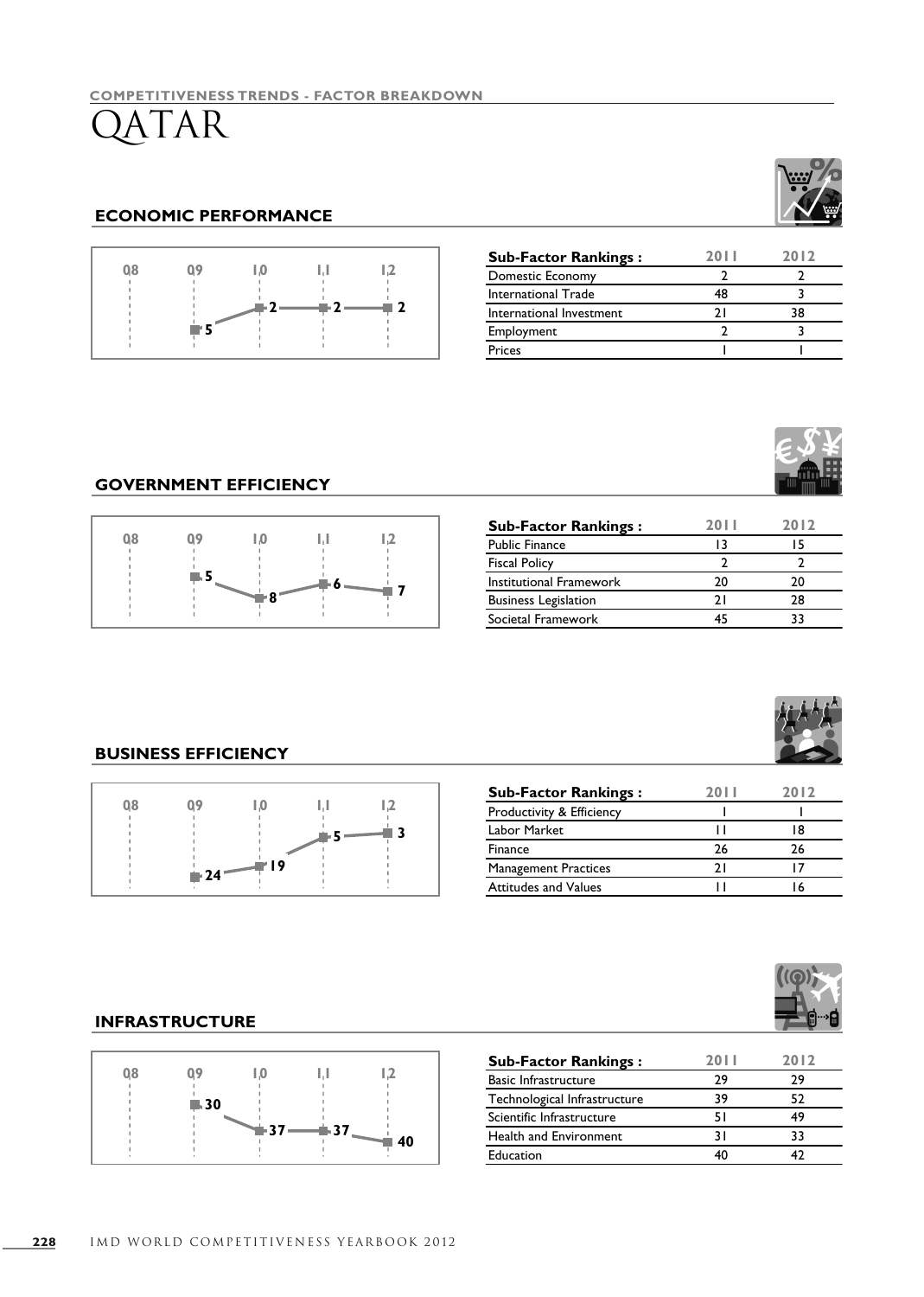COMPETITIVENESS TRENDS - FACTOR BREAKDOWN

# QATAR

## ECONOMIC PERFORMANCE

| 08 | 09 | 10 | 11 | 12 |
|---|---|---|---|---|
| | 5 | 2 | 2 | 2 |

| Sub-Factor Rankings : | 2011 | 2012 |
|---|---|---|
| Domestic Economy | 2 | 2 |
| International Trade | 48 | 3 |
| International Investment | 21 | 38 |
| Employment | 2 | 3 |
| Prices | 1 | 1 |

## GOVERNMENT EFFICIENCY

| 08 | 09 | 10 | 11 | 12 |
|---|---|---|---|---|
| | 5 | 8 | 6 | 7 |

| Sub-Factor Rankings : | 2011 | 2012 |
|---|---|---|
| Public Finance | 13 | 15 |
| Fiscal Policy | 2 | 2 |
| Institutional Framework | 20 | 20 |
| Business Legislation | 21 | 28 |
| Societal Framework | 45 | 33 |

## BUSINESS EFFICIENCY

| 08 | 09 | 10 | 11 | 12 |
|---|---|---|---|---|
| | 24 | 19 | 5 | 3 |

| Sub-Factor Rankings : | 2011 | 2012 |
|---|---|---|
| Productivity & Efficiency | 1 | 1 |
| Labor Market | 11 | 18 |
| Finance | 26 | 26 |
| Management Practices | 21 | 17 |
| Attitudes and Values | 11 | 16 |

## INFRASTRUCTURE

| 08 | 09 | 10 | 11 | 12 |
|---|---|---|---|---|
| | 30 | 37 | 37 | 40 |

| Sub-Factor Rankings : | 2011 | 2012 |
|---|---|---|
| Basic Infrastructure | 29 | 29 |
| Technological Infrastructure | 39 | 52 |
| Scientific Infrastructure | 51 | 49 |
| Health and Environment | 31 | 33 |
| Education | 40 | 42 |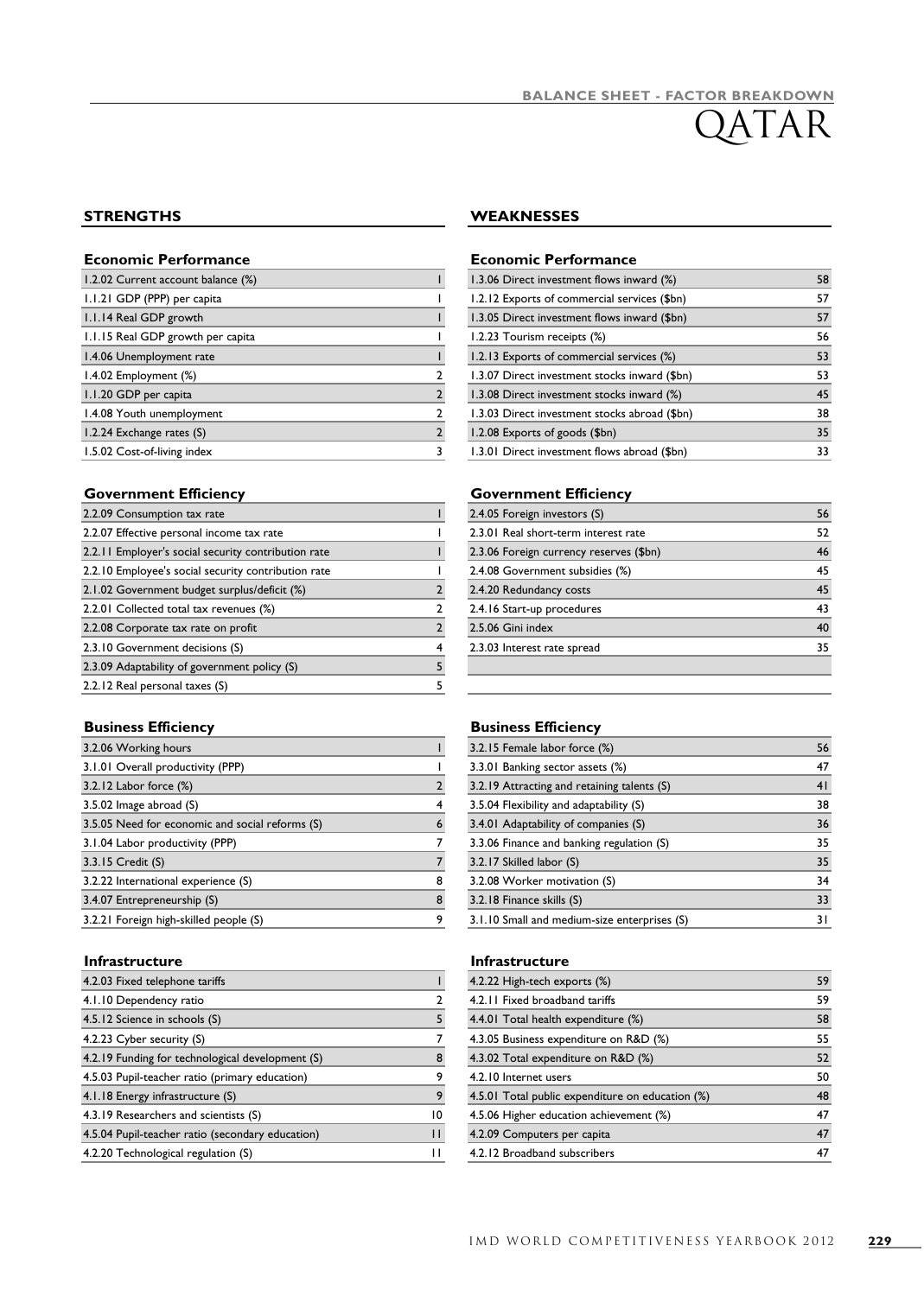# QATAR

## BALANCE SHEET - FACTOR BREAKDOWN

## STRENGTHS

### Economic Performance

| | |
|---|---|
| 1.2.02 Current account balance (%) | 1 |
| 1.1.21 GDP (PPP) per capita | 1 |
| 1.1.14 Real GDP growth | 1 |
| 1.1.15 Real GDP growth per capita | 1 |
| 1.4.06 Unemployment rate | 1 |
| 1.4.02 Employment (%) | 2 |
| 1.1.20 GDP per capita | 2 |
| 1.4.08 Youth unemployment | 2 |
| 1.2.24 Exchange rates (S) | 2 |
| 1.5.02 Cost-of-living index | 3 |

### Government Efficiency

| | |
|---|---|
| 2.2.09 Consumption tax rate | 1 |
| 2.2.07 Effective personal income tax rate | 1 |
| 2.2.11 Employer's social security contribution rate | 1 |
| 2.2.10 Employee's social security contribution rate | 1 |
| 2.1.02 Government budget surplus/deficit (%) | 2 |
| 2.2.01 Collected total tax revenues (%) | 2 |
| 2.2.08 Corporate tax rate on profit | 2 |
| 2.3.10 Government decisions (S) | 4 |
| 2.3.09 Adaptability of government policy (S) | 5 |
| 2.2.12 Real personal taxes (S) | 5 |

### Business Efficiency

| | |
|---|---|
| 3.2.06 Working hours | 1 |
| 3.1.01 Overall productivity (PPP) | 1 |
| 3.2.12 Labor force (%) | 2 |
| 3.5.02 Image abroad (S) | 4 |
| 3.5.05 Need for economic and social reforms (S) | 6 |
| 3.1.04 Labor productivity (PPP) | 7 |
| 3.3.15 Credit (S) | 7 |
| 3.2.22 International experience (S) | 8 |
| 3.4.07 Entrepreneurship (S) | 8 |
| 3.2.21 Foreign high-skilled people (S) | 9 |

### Infrastructure

| | |
|---|---|
| 4.2.03 Fixed telephone tariffs | 1 |
| 4.1.10 Dependency ratio | 2 |
| 4.5.12 Science in schools (S) | 5 |
| 4.2.23 Cyber security (S) | 7 |
| 4.2.19 Funding for technological development (S) | 8 |
| 4.5.03 Pupil-teacher ratio (primary education) | 9 |
| 4.1.18 Energy infrastructure (S) | 9 |
| 4.3.19 Researchers and scientists (S) | 10 |
| 4.5.04 Pupil-teacher ratio (secondary education) | 11 |
| 4.2.20 Technological regulation (S) | 11 |

## WEAKNESSES

### Economic Performance

| | |
|---|---|
| 1.3.06 Direct investment flows inward (%) | 58 |
| 1.2.12 Exports of commercial services ($bn) | 57 |
| 1.3.05 Direct investment flows inward ($bn) | 57 |
| 1.2.23 Tourism receipts (%) | 56 |
| 1.2.13 Exports of commercial services (%) | 53 |
| 1.3.07 Direct investment stocks inward ($bn) | 53 |
| 1.3.08 Direct investment stocks inward (%) | 45 |
| 1.3.03 Direct investment stocks abroad ($bn) | 38 |
| 1.2.08 Exports of goods ($bn) | 35 |
| 1.3.01 Direct investment flows abroad ($bn) | 33 |

### Government Efficiency

| | |
|---|---|
| 2.4.05 Foreign investors (S) | 56 |
| 2.3.01 Real short-term interest rate | 52 |
| 2.3.06 Foreign currency reserves ($bn) | 46 |
| 2.4.08 Government subsidies (%) | 45 |
| 2.4.20 Redundancy costs | 45 |
| 2.4.16 Start-up procedures | 43 |
| 2.5.06 Gini index | 40 |
| 2.3.03 Interest rate spread | 35 |

### Business Efficiency

| | |
|---|---|
| 3.2.15 Female labor force (%) | 56 |
| 3.3.01 Banking sector assets (%) | 47 |
| 3.2.19 Attracting and retaining talents (S) | 41 |
| 3.5.04 Flexibility and adaptability (S) | 38 |
| 3.4.01 Adaptability of companies (S) | 36 |
| 3.3.06 Finance and banking regulation (S) | 35 |
| 3.2.17 Skilled labor (S) | 35 |
| 3.2.08 Worker motivation (S) | 34 |
| 3.2.18 Finance skills (S) | 33 |
| 3.1.10 Small and medium-size enterprises (S) | 31 |

### Infrastructure

| | |
|---|---|
| 4.2.22 High-tech exports (%) | 59 |
| 4.2.11 Fixed broadband tariffs | 59 |
| 4.4.01 Total health expenditure (%) | 58 |
| 4.3.05 Business expenditure on R&D (%) | 55 |
| 4.3.02 Total expenditure on R&D (%) | 52 |
| 4.2.10 Internet users | 50 |
| 4.5.01 Total public expenditure on education (%) | 48 |
| 4.5.06 Higher education achievement (%) | 47 |
| 4.2.09 Computers per capita | 47 |
| 4.2.12 Broadband subscribers | 47 |